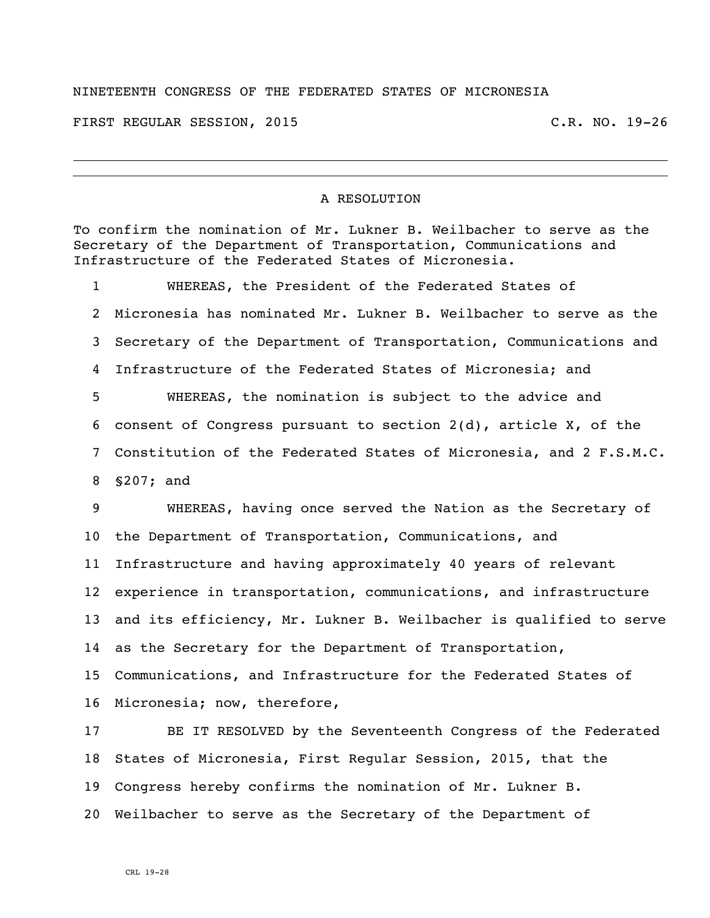NINETEENTH CONGRESS OF THE FEDERATED STATES OF MICRONESIA

FIRST REGULAR SESSION, 2015 C.R. NO. 19-26

# A RESOLUTION

To confirm the nomination of Mr. Lukner B. Weilbacher to serve as the Secretary of the Department of Transportation, Communications and Infrastructure of the Federated States of Micronesia.

1 WHEREAS, the President of the Federated States of
2 Micronesia has nominated Mr. Lukner B. Weilbacher to serve as the
3 Secretary of the Department of Transportation, Communications and
4 Infrastructure of the Federated States of Micronesia; and
5 WHEREAS, the nomination is subject to the advice and
6 consent of Congress pursuant to section 2(d), article X, of the
7 Constitution of the Federated States of Micronesia, and 2 F.S.M.C.
8 §207; and
9 WHEREAS, having once served the Nation as the Secretary of
10 the Department of Transportation, Communications, and
11 Infrastructure and having approximately 40 years of relevant
12 experience in transportation, communications, and infrastructure
13 and its efficiency, Mr. Lukner B. Weilbacher is qualified to serve
14 as the Secretary for the Department of Transportation,
15 Communications, and Infrastructure for the Federated States of
16 Micronesia; now, therefore,
17 BE IT RESOLVED by the Seventeenth Congress of the Federated
18 States of Micronesia, First Regular Session, 2015, that the
19 Congress hereby confirms the nomination of Mr. Lukner B.
20 Weilbacher to serve as the Secretary of the Department of

CRL 19-28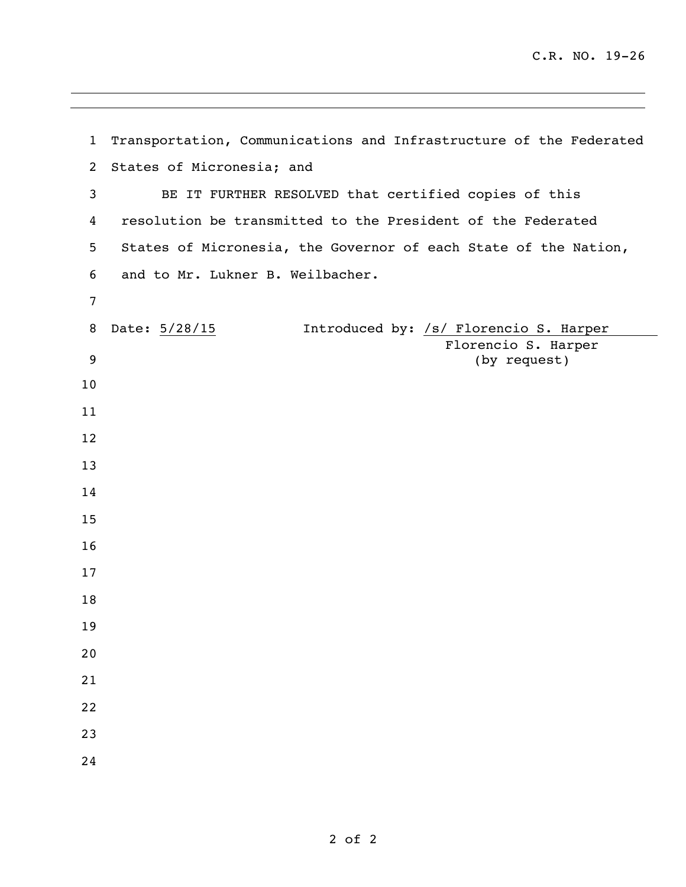Transportation, Communications and Infrastructure of the Federated States of Micronesia; and

BE IT FURTHER RESOLVED that certified copies of this resolution be transmitted to the President of the Federated States of Micronesia, the Governor of each State of the Nation, and to Mr. Lukner B. Weilbacher.

Date: 5/28/15 Introduced by: /s/ Florencio S. Harper

Florencio S. Harper
(by request)